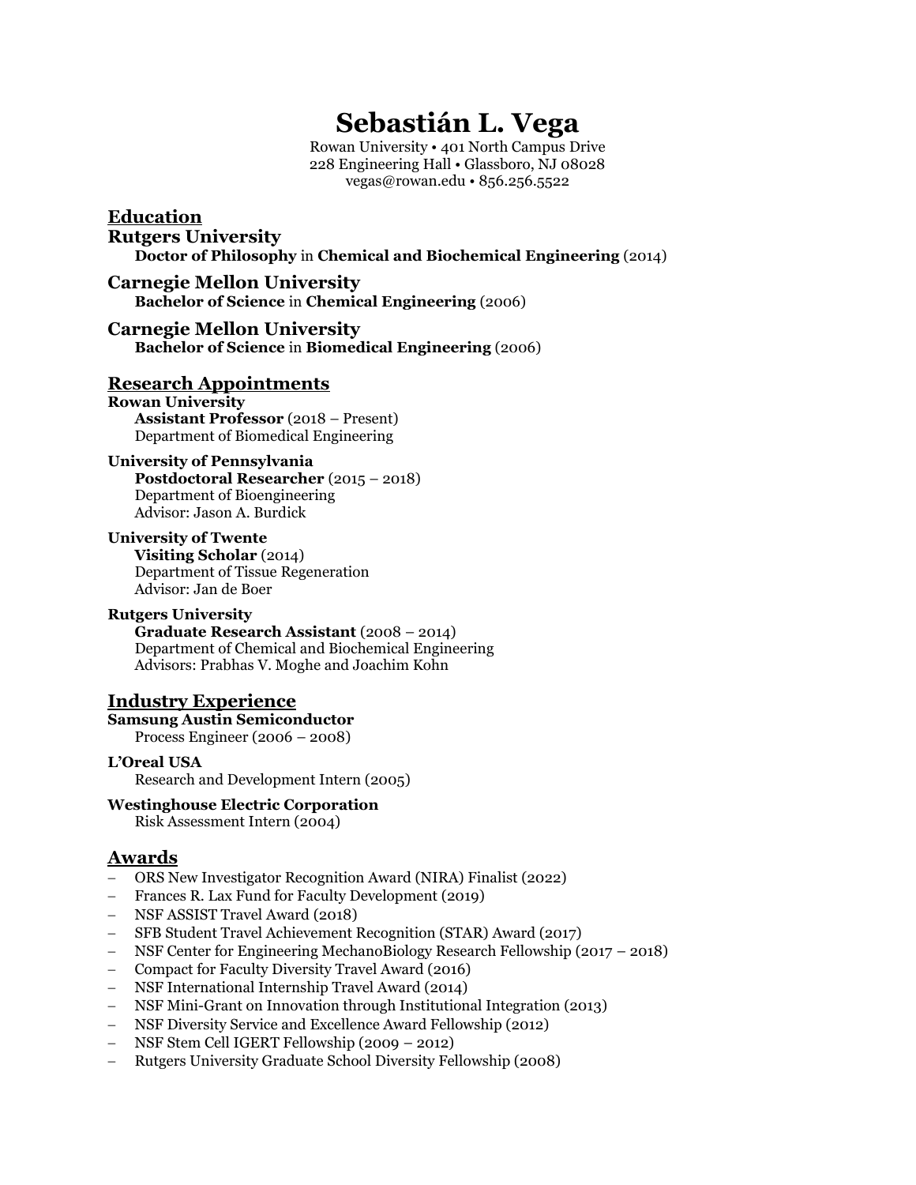# Sebastián L. Vega

Rowan University • 401 North Campus Drive
228 Engineering Hall • Glassboro, NJ 08028
vegas@rowan.edu • 856.256.5522

## Education

### Rutgers University

**Doctor of Philosophy** in **Chemical and Biochemical Engineering** (2014)

### Carnegie Mellon University

**Bachelor of Science** in **Chemical Engineering** (2006)

### Carnegie Mellon University

**Bachelor of Science** in **Biomedical Engineering** (2006)

## Research Appointments

**Rowan University**
**Assistant Professor** (2018 – Present)
Department of Biomedical Engineering

**University of Pennsylvania**
**Postdoctoral Researcher** (2015 – 2018)
Department of Bioengineering
Advisor: Jason A. Burdick

**University of Twente**
**Visiting Scholar** (2014)
Department of Tissue Regeneration
Advisor: Jan de Boer

**Rutgers University**
**Graduate Research Assistant** (2008 – 2014)
Department of Chemical and Biochemical Engineering
Advisors: Prabhas V. Moghe and Joachim Kohn

## Industry Experience

**Samsung Austin Semiconductor**
Process Engineer (2006 – 2008)

**L'Oreal USA**
Research and Development Intern (2005)

**Westinghouse Electric Corporation**
Risk Assessment Intern (2004)

## Awards

- ORS New Investigator Recognition Award (NIRA) Finalist (2022)
- Frances R. Lax Fund for Faculty Development (2019)
- NSF ASSIST Travel Award (2018)
- SFB Student Travel Achievement Recognition (STAR) Award (2017)
- NSF Center for Engineering MechanoBiology Research Fellowship (2017 – 2018)
- Compact for Faculty Diversity Travel Award (2016)
- NSF International Internship Travel Award (2014)
- NSF Mini-Grant on Innovation through Institutional Integration (2013)
- NSF Diversity Service and Excellence Award Fellowship (2012)
- NSF Stem Cell IGERT Fellowship (2009 – 2012)
- Rutgers University Graduate School Diversity Fellowship (2008)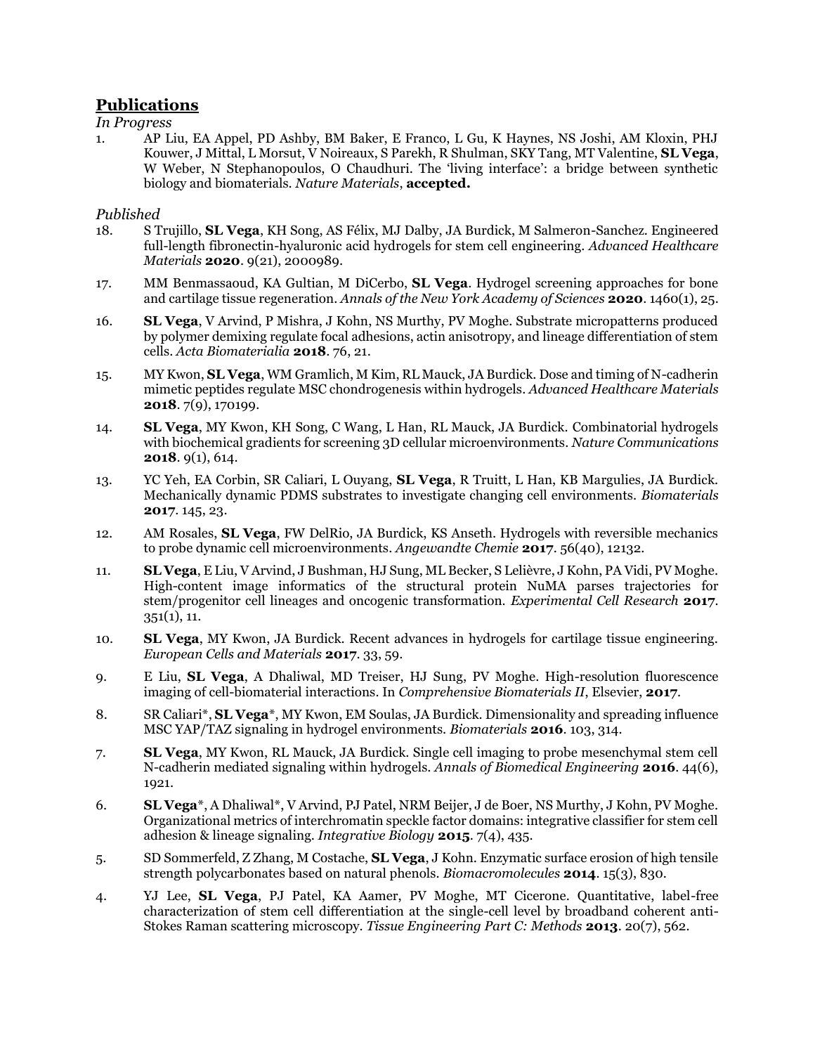## Publications

*In Progress*

1. AP Liu, EA Appel, PD Ashby, BM Baker, E Franco, L Gu, K Haynes, NS Joshi, AM Kloxin, PHJ Kouwer, J Mittal, L Morsut, V Noireaux, S Parekh, R Shulman, SKY Tang, MT Valentine, **SL Vega**, W Weber, N Stephanopoulos, O Chaudhuri. The 'living interface': a bridge between synthetic biology and biomaterials. *Nature Materials*, **accepted.**

*Published*

18. S Trujillo, **SL Vega**, KH Song, AS Félix, MJ Dalby, JA Burdick, M Salmeron-Sanchez. Engineered full-length fibronectin-hyaluronic acid hydrogels for stem cell engineering. *Advanced Healthcare Materials* **2020**. 9(21), 2000989.

17. MM Benmassaoud, KA Gultian, M DiCerbo, **SL Vega**. Hydrogel screening approaches for bone and cartilage tissue regeneration. *Annals of the New York Academy of Sciences* **2020**. 1460(1), 25.

16. **SL Vega**, V Arvind, P Mishra, J Kohn, NS Murthy, PV Moghe. Substrate micropatterns produced by polymer demixing regulate focal adhesions, actin anisotropy, and lineage differentiation of stem cells. *Acta Biomaterialia* **2018**. 76, 21.

15. MY Kwon, **SL Vega**, WM Gramlich, M Kim, RL Mauck, JA Burdick. Dose and timing of N-cadherin mimetic peptides regulate MSC chondrogenesis within hydrogels. *Advanced Healthcare Materials* **2018**. 7(9), 170199.

14. **SL Vega**, MY Kwon, KH Song, C Wang, L Han, RL Mauck, JA Burdick. Combinatorial hydrogels with biochemical gradients for screening 3D cellular microenvironments. *Nature Communications* **2018**. 9(1), 614.

13. YC Yeh, EA Corbin, SR Caliari, L Ouyang, **SL Vega**, R Truitt, L Han, KB Margulies, JA Burdick. Mechanically dynamic PDMS substrates to investigate changing cell environments. *Biomaterials* **2017**. 145, 23.

12. AM Rosales, **SL Vega**, FW DelRio, JA Burdick, KS Anseth. Hydrogels with reversible mechanics to probe dynamic cell microenvironments. *Angewandte Chemie* **2017**. 56(40), 12132.

11. **SL Vega**, E Liu, V Arvind, J Bushman, HJ Sung, ML Becker, S Lelièvre, J Kohn, PA Vidi, PV Moghe. High-content image informatics of the structural protein NuMA parses trajectories for stem/progenitor cell lineages and oncogenic transformation. *Experimental Cell Research* **2017**. 351(1), 11.

10. **SL Vega**, MY Kwon, JA Burdick. Recent advances in hydrogels for cartilage tissue engineering. *European Cells and Materials* **2017**. 33, 59.

9. E Liu, **SL Vega**, A Dhaliwal, MD Treiser, HJ Sung, PV Moghe. High-resolution fluorescence imaging of cell-biomaterial interactions. In *Comprehensive Biomaterials II*, Elsevier, **2017**.

8. SR Caliari*, **SL Vega***, MY Kwon, EM Soulas, JA Burdick. Dimensionality and spreading influence MSC YAP/TAZ signaling in hydrogel environments. *Biomaterials* **2016**. 103, 314.

7. **SL Vega**, MY Kwon, RL Mauck, JA Burdick. Single cell imaging to probe mesenchymal stem cell N-cadherin mediated signaling within hydrogels. *Annals of Biomedical Engineering* **2016**. 44(6), 1921.

6. **SL Vega***, A Dhaliwal*, V Arvind, PJ Patel, NRM Beijer, J de Boer, NS Murthy, J Kohn, PV Moghe. Organizational metrics of interchromatin speckle factor domains: integrative classifier for stem cell adhesion & lineage signaling. *Integrative Biology* **2015**. 7(4), 435.

5. SD Sommerfeld, Z Zhang, M Costache, **SL Vega**, J Kohn. Enzymatic surface erosion of high tensile strength polycarbonates based on natural phenols. *Biomacromolecules* **2014**. 15(3), 830.

4. YJ Lee, **SL Vega**, PJ Patel, KA Aamer, PV Moghe, MT Cicerone. Quantitative, label-free characterization of stem cell differentiation at the single-cell level by broadband coherent anti-Stokes Raman scattering microscopy. *Tissue Engineering Part C: Methods* **2013**. 20(7), 562.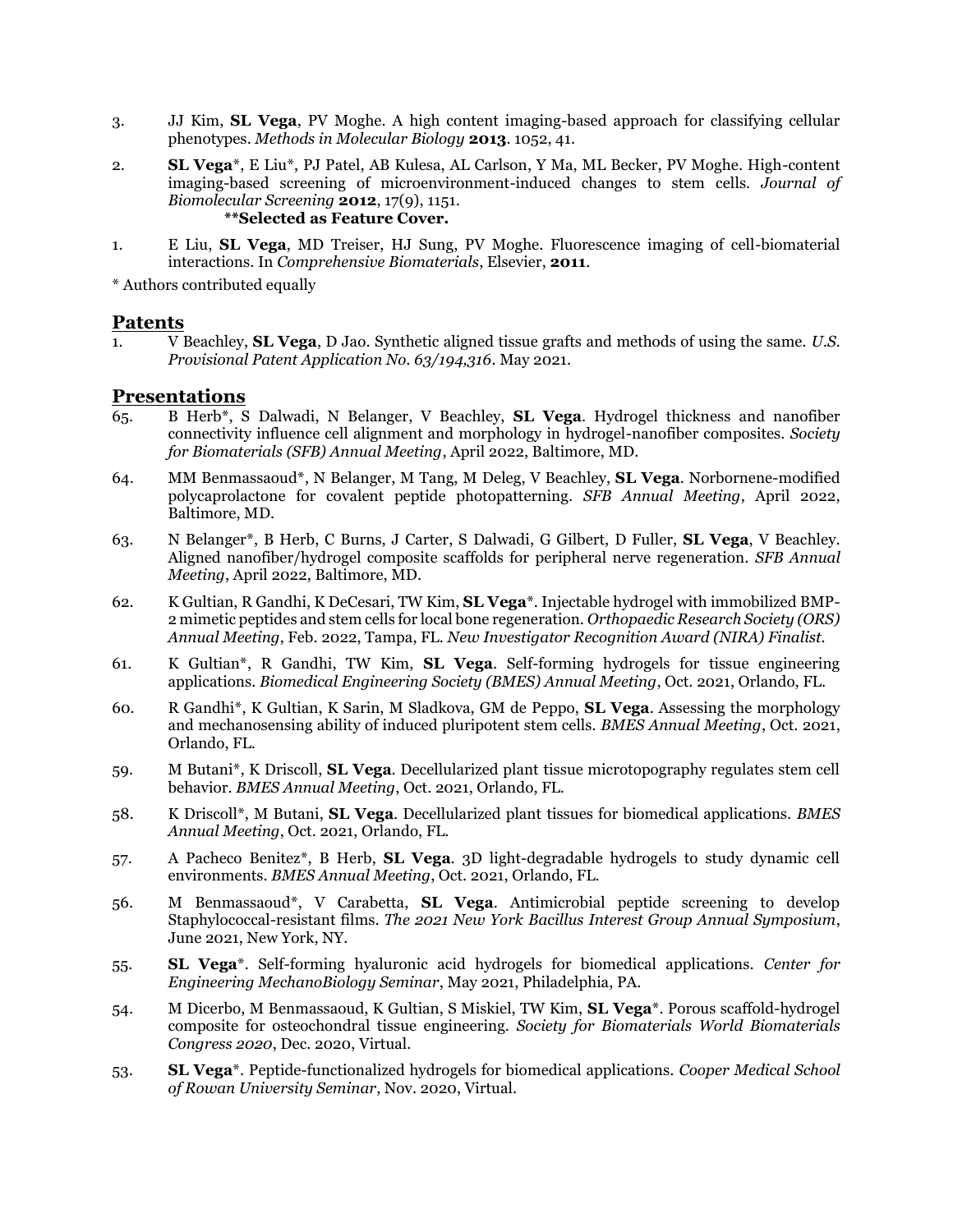3. JJ Kim, **SL Vega**, PV Moghe. A high content imaging-based approach for classifying cellular phenotypes. *Methods in Molecular Biology* **2013**. 1052, 41.

2. **SL Vega***, E Liu*, PJ Patel, AB Kulesa, AL Carlson, Y Ma, ML Becker, PV Moghe. High-content imaging-based screening of microenvironment-induced changes to stem cells. *Journal of Biomolecular Screening* **2012**, 17(9), 1151.
   **\*\*Selected as Feature Cover.**

1. E Liu, **SL Vega**, MD Treiser, HJ Sung, PV Moghe. Fluorescence imaging of cell-biomaterial interactions. In *Comprehensive Biomaterials*, Elsevier, **2011**.

\* Authors contributed equally

## Patents

1. V Beachley, **SL Vega**, D Jao. Synthetic aligned tissue grafts and methods of using the same. *U.S. Provisional Patent Application No. 63/194,316*. May 2021.

## Presentations

65. B Herb*, S Dalwadi, N Belanger, V Beachley, **SL Vega**. Hydrogel thickness and nanofiber connectivity influence cell alignment and morphology in hydrogel-nanofiber composites. *Society for Biomaterials (SFB) Annual Meeting*, April 2022, Baltimore, MD.

64. MM Benmassaoud*, N Belanger, M Tang, M Deleg, V Beachley, **SL Vega**. Norbornene-modified polycaprolactone for covalent peptide photopatterning. *SFB Annual Meeting*, April 2022, Baltimore, MD.

63. N Belanger*, B Herb, C Burns, J Carter, S Dalwadi, G Gilbert, D Fuller, **SL Vega**, V Beachley. Aligned nanofiber/hydrogel composite scaffolds for peripheral nerve regeneration. *SFB Annual Meeting*, April 2022, Baltimore, MD.

62. K Gultian, R Gandhi, K DeCesari, TW Kim, **SL Vega***. Injectable hydrogel with immobilized BMP-2 mimetic peptides and stem cells for local bone regeneration. *Orthopaedic Research Society (ORS) Annual Meeting*, Feb. 2022, Tampa, FL. *New Investigator Recognition Award (NIRA) Finalist.*

61. K Gultian*, R Gandhi, TW Kim, **SL Vega**. Self-forming hydrogels for tissue engineering applications. *Biomedical Engineering Society (BMES) Annual Meeting*, Oct. 2021, Orlando, FL.

60. R Gandhi*, K Gultian, K Sarin, M Sladkova, GM de Peppo, **SL Vega**. Assessing the morphology and mechanosensing ability of induced pluripotent stem cells. *BMES Annual Meeting*, Oct. 2021, Orlando, FL.

59. M Butani*, K Driscoll, **SL Vega**. Decellularized plant tissue microtopography regulates stem cell behavior. *BMES Annual Meeting*, Oct. 2021, Orlando, FL.

58. K Driscoll*, M Butani, **SL Vega**. Decellularized plant tissues for biomedical applications. *BMES Annual Meeting*, Oct. 2021, Orlando, FL.

57. A Pacheco Benitez*, B Herb, **SL Vega**. 3D light-degradable hydrogels to study dynamic cell environments. *BMES Annual Meeting*, Oct. 2021, Orlando, FL.

56. M Benmassaoud*, V Carabetta, **SL Vega**. Antimicrobial peptide screening to develop Staphylococcal-resistant films. *The 2021 New York Bacillus Interest Group Annual Symposium*, June 2021, New York, NY.

55. **SL Vega***. Self-forming hyaluronic acid hydrogels for biomedical applications. *Center for Engineering MechanoBiology Seminar*, May 2021, Philadelphia, PA.

54. M Dicerbo, M Benmassaoud, K Gultian, S Miskiel, TW Kim, **SL Vega***. Porous scaffold-hydrogel composite for osteochondral tissue engineering. *Society for Biomaterials World Biomaterials Congress 2020*, Dec. 2020, Virtual.

53. **SL Vega***. Peptide-functionalized hydrogels for biomedical applications. *Cooper Medical School of Rowan University Seminar*, Nov. 2020, Virtual.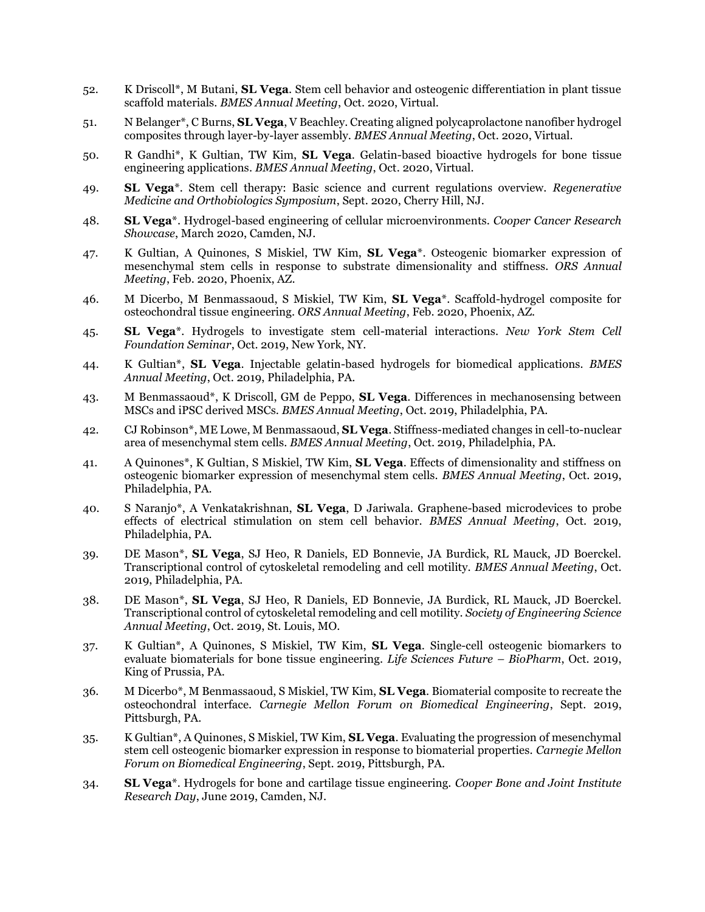52. K Driscoll*, M Butani, **SL Vega**. Stem cell behavior and osteogenic differentiation in plant tissue scaffold materials. *BMES Annual Meeting*, Oct. 2020, Virtual.

51. N Belanger*, C Burns, **SL Vega**, V Beachley. Creating aligned polycaprolactone nanofiber hydrogel composites through layer-by-layer assembly. *BMES Annual Meeting*, Oct. 2020, Virtual.

50. R Gandhi*, K Gultian, TW Kim, **SL Vega**. Gelatin-based bioactive hydrogels for bone tissue engineering applications. *BMES Annual Meeting*, Oct. 2020, Virtual.

49. **SL Vega***. Stem cell therapy: Basic science and current regulations overview. *Regenerative Medicine and Orthobiologics Symposium*, Sept. 2020, Cherry Hill, NJ.

48. **SL Vega***. Hydrogel-based engineering of cellular microenvironments. *Cooper Cancer Research Showcase*, March 2020, Camden, NJ.

47. K Gultian, A Quinones, S Miskiel, TW Kim, **SL Vega***. Osteogenic biomarker expression of mesenchymal stem cells in response to substrate dimensionality and stiffness. *ORS Annual Meeting*, Feb. 2020, Phoenix, AZ.

46. M Dicerbo, M Benmassaoud, S Miskiel, TW Kim, **SL Vega***. Scaffold-hydrogel composite for osteochondral tissue engineering. *ORS Annual Meeting*, Feb. 2020, Phoenix, AZ.

45. **SL Vega***. Hydrogels to investigate stem cell-material interactions. *New York Stem Cell Foundation Seminar*, Oct. 2019, New York, NY.

44. K Gultian*, **SL Vega**. Injectable gelatin-based hydrogels for biomedical applications. *BMES Annual Meeting*, Oct. 2019, Philadelphia, PA.

43. M Benmassaoud*, K Driscoll, GM de Peppo, **SL Vega**. Differences in mechanosensing between MSCs and iPSC derived MSCs. *BMES Annual Meeting*, Oct. 2019, Philadelphia, PA.

42. CJ Robinson*, ME Lowe, M Benmassaoud, **SL Vega**. Stiffness-mediated changes in cell-to-nuclear area of mesenchymal stem cells. *BMES Annual Meeting*, Oct. 2019, Philadelphia, PA.

41. A Quinones*, K Gultian, S Miskiel, TW Kim, **SL Vega**. Effects of dimensionality and stiffness on osteogenic biomarker expression of mesenchymal stem cells. *BMES Annual Meeting*, Oct. 2019, Philadelphia, PA.

40. S Naranjo*, A Venkatakrishnan, **SL Vega**, D Jariwala. Graphene-based microdevices to probe effects of electrical stimulation on stem cell behavior. *BMES Annual Meeting*, Oct. 2019, Philadelphia, PA.

39. DE Mason*, **SL Vega**, SJ Heo, R Daniels, ED Bonnevie, JA Burdick, RL Mauck, JD Boerckel. Transcriptional control of cytoskeletal remodeling and cell motility. *BMES Annual Meeting*, Oct. 2019, Philadelphia, PA.

38. DE Mason*, **SL Vega**, SJ Heo, R Daniels, ED Bonnevie, JA Burdick, RL Mauck, JD Boerckel. Transcriptional control of cytoskeletal remodeling and cell motility. *Society of Engineering Science Annual Meeting*, Oct. 2019, St. Louis, MO.

37. K Gultian*, A Quinones, S Miskiel, TW Kim, **SL Vega**. Single-cell osteogenic biomarkers to evaluate biomaterials for bone tissue engineering. *Life Sciences Future – BioPharm*, Oct. 2019, King of Prussia, PA.

36. M Dicerbo*, M Benmassaoud, S Miskiel, TW Kim, **SL Vega**. Biomaterial composite to recreate the osteochondral interface. *Carnegie Mellon Forum on Biomedical Engineering*, Sept. 2019, Pittsburgh, PA.

35. K Gultian*, A Quinones, S Miskiel, TW Kim, **SL Vega**. Evaluating the progression of mesenchymal stem cell osteogenic biomarker expression in response to biomaterial properties. *Carnegie Mellon Forum on Biomedical Engineering*, Sept. 2019, Pittsburgh, PA.

34. **SL Vega***. Hydrogels for bone and cartilage tissue engineering. *Cooper Bone and Joint Institute Research Day*, June 2019, Camden, NJ.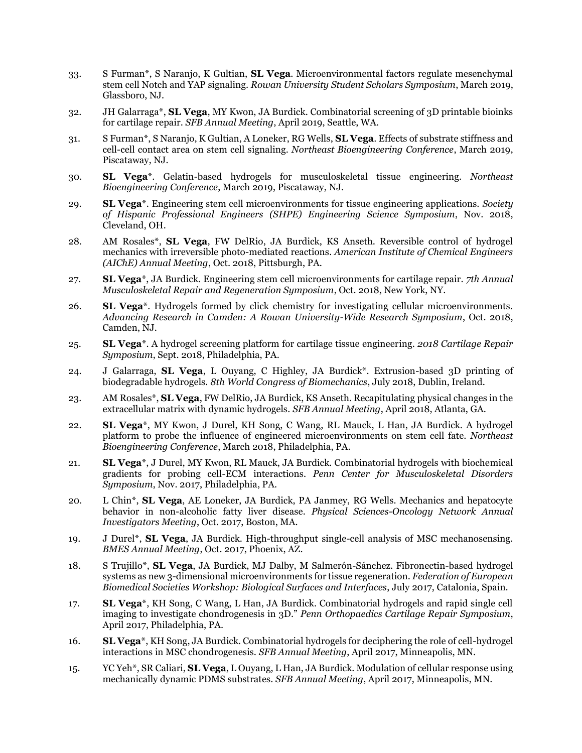33. S Furman*, S Naranjo, K Gultian, **SL Vega**. Microenvironmental factors regulate mesenchymal stem cell Notch and YAP signaling. *Rowan University Student Scholars Symposium*, March 2019, Glassboro, NJ.

32. JH Galarraga*, **SL Vega**, MY Kwon, JA Burdick. Combinatorial screening of 3D printable bioinks for cartilage repair. *SFB Annual Meeting*, April 2019, Seattle, WA.

31. S Furman*, S Naranjo, K Gultian, A Loneker, RG Wells, **SL Vega**. Effects of substrate stiffness and cell-cell contact area on stem cell signaling. *Northeast Bioengineering Conference*, March 2019, Piscataway, NJ.

30. **SL Vega***. Gelatin-based hydrogels for musculoskeletal tissue engineering. *Northeast Bioengineering Conference*, March 2019, Piscataway, NJ.

29. **SL Vega***. Engineering stem cell microenvironments for tissue engineering applications. *Society of Hispanic Professional Engineers (SHPE) Engineering Science Symposium*, Nov. 2018, Cleveland, OH.

28. AM Rosales*, **SL Vega**, FW DelRio, JA Burdick, KS Anseth. Reversible control of hydrogel mechanics with irreversible photo-mediated reactions. *American Institute of Chemical Engineers (AIChE) Annual Meeting*, Oct. 2018, Pittsburgh, PA.

27. **SL Vega***, JA Burdick. Engineering stem cell microenvironments for cartilage repair. *7th Annual Musculoskeletal Repair and Regeneration Symposium*, Oct. 2018, New York, NY.

26. **SL Vega***. Hydrogels formed by click chemistry for investigating cellular microenvironments. *Advancing Research in Camden: A Rowan University-Wide Research Symposium*, Oct. 2018, Camden, NJ.

25. **SL Vega***. A hydrogel screening platform for cartilage tissue engineering. *2018 Cartilage Repair Symposium*, Sept. 2018, Philadelphia, PA.

24. J Galarraga, **SL Vega**, L Ouyang, C Highley, JA Burdick*. Extrusion-based 3D printing of biodegradable hydrogels. *8th World Congress of Biomechanics*, July 2018, Dublin, Ireland.

23. AM Rosales*, **SL Vega**, FW DelRio, JA Burdick, KS Anseth. Recapitulating physical changes in the extracellular matrix with dynamic hydrogels. *SFB Annual Meeting*, April 2018, Atlanta, GA.

22. **SL Vega***, MY Kwon, J Durel, KH Song, C Wang, RL Mauck, L Han, JA Burdick. A hydrogel platform to probe the influence of engineered microenvironments on stem cell fate. *Northeast Bioengineering Conference*, March 2018, Philadelphia, PA.

21. **SL Vega***, J Durel, MY Kwon, RL Mauck, JA Burdick. Combinatorial hydrogels with biochemical gradients for probing cell-ECM interactions. *Penn Center for Musculoskeletal Disorders Symposium*, Nov. 2017, Philadelphia, PA.

20. L Chin*, **SL Vega**, AE Loneker, JA Burdick, PA Janmey, RG Wells. Mechanics and hepatocyte behavior in non-alcoholic fatty liver disease. *Physical Sciences-Oncology Network Annual Investigators Meeting*, Oct. 2017, Boston, MA.

19. J Durel*, **SL Vega**, JA Burdick. High-throughput single-cell analysis of MSC mechanosensing. *BMES Annual Meeting*, Oct. 2017, Phoenix, AZ.

18. S Trujillo*, **SL Vega**, JA Burdick, MJ Dalby, M Salmerón-Sánchez. Fibronectin-based hydrogel systems as new 3-dimensional microenvironments for tissue regeneration. *Federation of European Biomedical Societies Workshop: Biological Surfaces and Interfaces*, July 2017, Catalonia, Spain.

17. **SL Vega***, KH Song, C Wang, L Han, JA Burdick. Combinatorial hydrogels and rapid single cell imaging to investigate chondrogenesis in 3D." *Penn Orthopaedics Cartilage Repair Symposium*, April 2017, Philadelphia, PA.

16. **SL Vega***, KH Song, JA Burdick. Combinatorial hydrogels for deciphering the role of cell-hydrogel interactions in MSC chondrogenesis. *SFB Annual Meeting*, April 2017, Minneapolis, MN.

15. YC Yeh*, SR Caliari, **SL Vega**, L Ouyang, L Han, JA Burdick. Modulation of cellular response using mechanically dynamic PDMS substrates. *SFB Annual Meeting*, April 2017, Minneapolis, MN.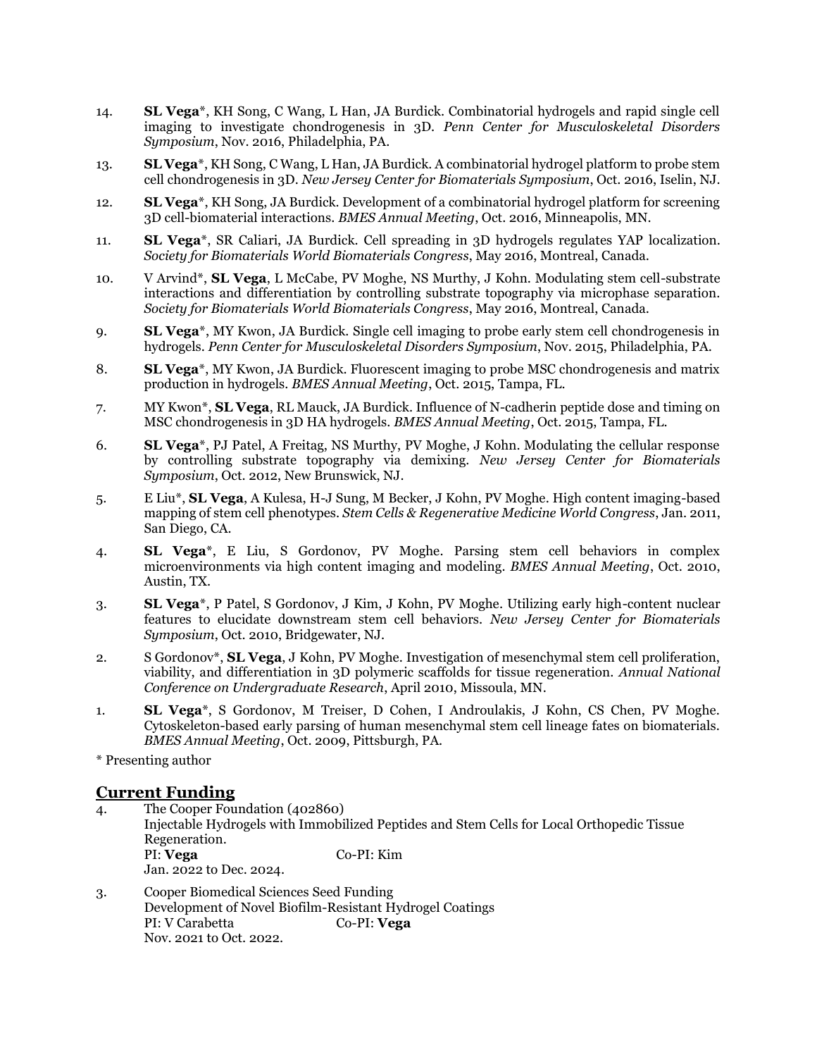14. **SL Vega***, KH Song, C Wang, L Han, JA Burdick. Combinatorial hydrogels and rapid single cell imaging to investigate chondrogenesis in 3D. *Penn Center for Musculoskeletal Disorders Symposium*, Nov. 2016, Philadelphia, PA.

13. **SL Vega***, KH Song, C Wang, L Han, JA Burdick. A combinatorial hydrogel platform to probe stem cell chondrogenesis in 3D. *New Jersey Center for Biomaterials Symposium*, Oct. 2016, Iselin, NJ.

12. **SL Vega***, KH Song, JA Burdick. Development of a combinatorial hydrogel platform for screening 3D cell-biomaterial interactions. *BMES Annual Meeting*, Oct. 2016, Minneapolis, MN.

11. **SL Vega***, SR Caliari, JA Burdick. Cell spreading in 3D hydrogels regulates YAP localization. *Society for Biomaterials World Biomaterials Congress*, May 2016, Montreal, Canada.

10. V Arvind*, **SL Vega**, L McCabe, PV Moghe, NS Murthy, J Kohn. Modulating stem cell-substrate interactions and differentiation by controlling substrate topography via microphase separation. *Society for Biomaterials World Biomaterials Congress*, May 2016, Montreal, Canada.

9. **SL Vega***, MY Kwon, JA Burdick. Single cell imaging to probe early stem cell chondrogenesis in hydrogels. *Penn Center for Musculoskeletal Disorders Symposium*, Nov. 2015, Philadelphia, PA.

8. **SL Vega***, MY Kwon, JA Burdick. Fluorescent imaging to probe MSC chondrogenesis and matrix production in hydrogels. *BMES Annual Meeting*, Oct. 2015, Tampa, FL.

7. MY Kwon*, **SL Vega**, RL Mauck, JA Burdick. Influence of N-cadherin peptide dose and timing on MSC chondrogenesis in 3D HA hydrogels. *BMES Annual Meeting*, Oct. 2015, Tampa, FL.

6. **SL Vega***, PJ Patel, A Freitag, NS Murthy, PV Moghe, J Kohn. Modulating the cellular response by controlling substrate topography via demixing. *New Jersey Center for Biomaterials Symposium*, Oct. 2012, New Brunswick, NJ.

5. E Liu*, **SL Vega**, A Kulesa, H-J Sung, M Becker, J Kohn, PV Moghe. High content imaging-based mapping of stem cell phenotypes. *Stem Cells & Regenerative Medicine World Congress*, Jan. 2011, San Diego, CA.

4. **SL Vega***, E Liu, S Gordonov, PV Moghe. Parsing stem cell behaviors in complex microenvironments via high content imaging and modeling. *BMES Annual Meeting*, Oct. 2010, Austin, TX.

3. **SL Vega***, P Patel, S Gordonov, J Kim, J Kohn, PV Moghe. Utilizing early high-content nuclear features to elucidate downstream stem cell behaviors. *New Jersey Center for Biomaterials Symposium*, Oct. 2010, Bridgewater, NJ.

2. S Gordonov*, **SL Vega**, J Kohn, PV Moghe. Investigation of mesenchymal stem cell proliferation, viability, and differentiation in 3D polymeric scaffolds for tissue regeneration. *Annual National Conference on Undergraduate Research*, April 2010, Missoula, MN.

1. **SL Vega***, S Gordonov, M Treiser, D Cohen, I Androulakis, J Kohn, CS Chen, PV Moghe. Cytoskeleton-based early parsing of human mesenchymal stem cell lineage fates on biomaterials. *BMES Annual Meeting*, Oct. 2009, Pittsburgh, PA.

* Presenting author

## Current Funding

4. The Cooper Foundation (402860)
   Injectable Hydrogels with Immobilized Peptides and Stem Cells for Local Orthopedic Tissue Regeneration.
   PI: **Vega** Co-PI: Kim
   Jan. 2022 to Dec. 2024.

3. Cooper Biomedical Sciences Seed Funding
   Development of Novel Biofilm-Resistant Hydrogel Coatings
   PI: V Carabetta Co-PI: **Vega**
   Nov. 2021 to Oct. 2022.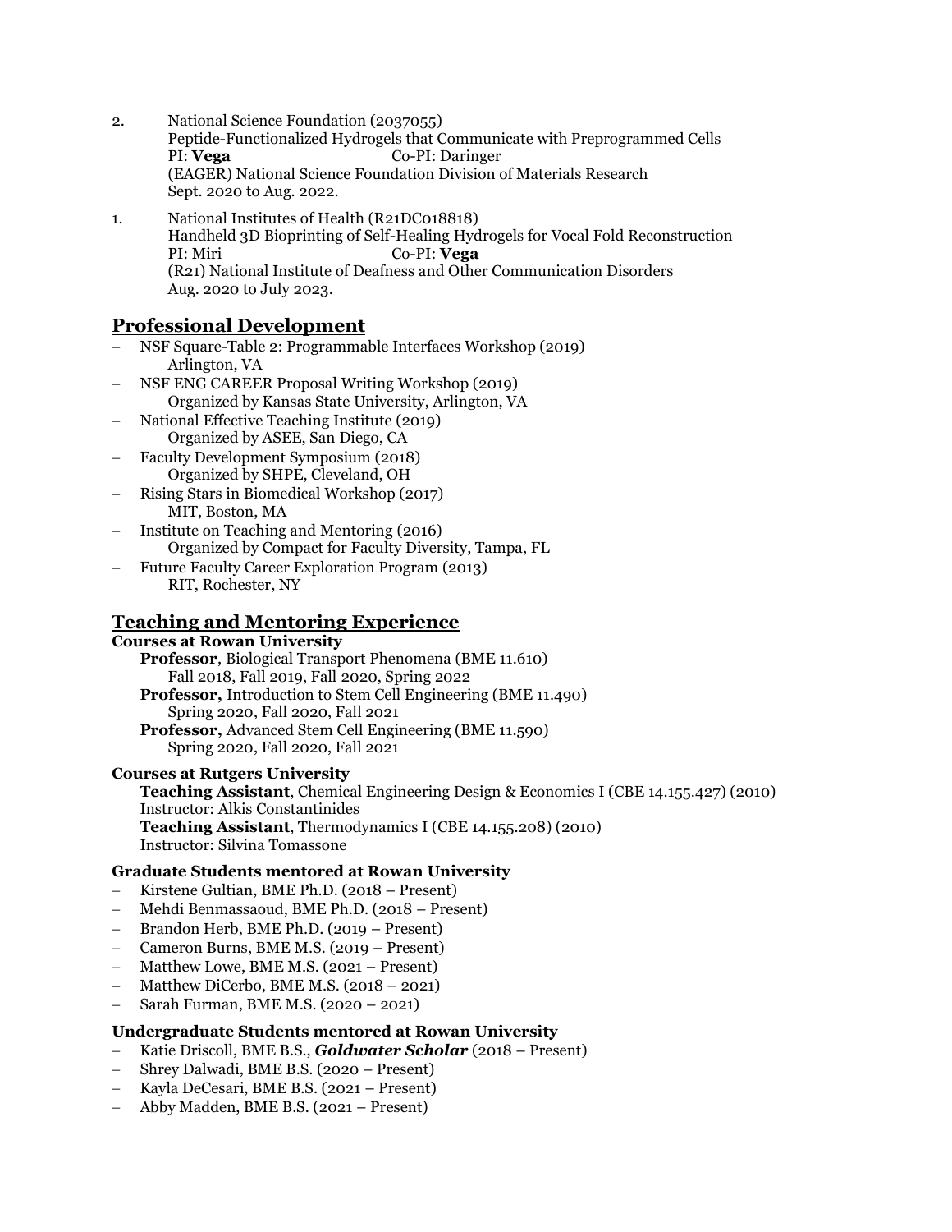2. National Science Foundation (2037055)
   Peptide-Functionalized Hydrogels that Communicate with Preprogrammed Cells
   PI: **Vega** Co-PI: Daringer
   (EAGER) National Science Foundation Division of Materials Research
   Sept. 2020 to Aug. 2022.

1. National Institutes of Health (R21DC018818)
   Handheld 3D Bioprinting of Self-Healing Hydrogels for Vocal Fold Reconstruction
   PI: Miri Co-PI: **Vega**
   (R21) National Institute of Deafness and Other Communication Disorders
   Aug. 2020 to July 2023.

## Professional Development

- NSF Square-Table 2: Programmable Interfaces Workshop (2019)
  Arlington, VA
- NSF ENG CAREER Proposal Writing Workshop (2019)
  Organized by Kansas State University, Arlington, VA
- National Effective Teaching Institute (2019)
  Organized by ASEE, San Diego, CA
- Faculty Development Symposium (2018)
  Organized by SHPE, Cleveland, OH
- Rising Stars in Biomedical Workshop (2017)
  MIT, Boston, MA
- Institute on Teaching and Mentoring (2016)
  Organized by Compact for Faculty Diversity, Tampa, FL
- Future Faculty Career Exploration Program (2013)
  RIT, Rochester, NY

## Teaching and Mentoring Experience

### Courses at Rowan University

**Professor**, Biological Transport Phenomena (BME 11.610)
Fall 2018, Fall 2019, Fall 2020, Spring 2022

**Professor,** Introduction to Stem Cell Engineering (BME 11.490)
Spring 2020, Fall 2020, Fall 2021

**Professor,** Advanced Stem Cell Engineering (BME 11.590)
Spring 2020, Fall 2020, Fall 2021

### Courses at Rutgers University

**Teaching Assistant**, Chemical Engineering Design & Economics I (CBE 14.155.427) (2010)
Instructor: Alkis Constantinides

**Teaching Assistant**, Thermodynamics I (CBE 14.155.208) (2010)
Instructor: Silvina Tomassone

### Graduate Students mentored at Rowan University

- Kirstene Gultian, BME Ph.D. (2018 – Present)
- Mehdi Benmassaoud, BME Ph.D. (2018 – Present)
- Brandon Herb, BME Ph.D. (2019 – Present)
- Cameron Burns, BME M.S. (2019 – Present)
- Matthew Lowe, BME M.S. (2021 – Present)
- Matthew DiCerbo, BME M.S. (2018 – 2021)
- Sarah Furman, BME M.S. (2020 – 2021)

### Undergraduate Students mentored at Rowan University

- Katie Driscoll, BME B.S., ***Goldwater Scholar*** (2018 – Present)
- Shrey Dalwadi, BME B.S. (2020 – Present)
- Kayla DeCesari, BME B.S. (2021 – Present)
- Abby Madden, BME B.S. (2021 – Present)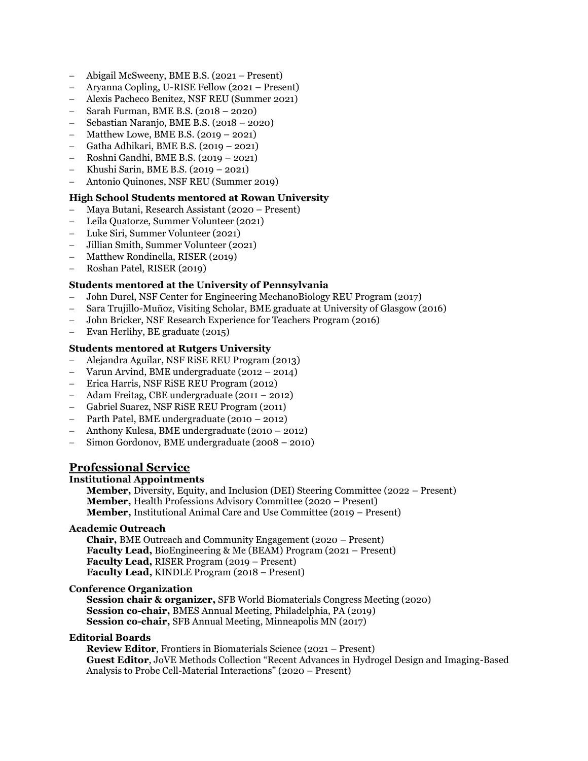- Abigail McSweeny, BME B.S. (2021 – Present)
- Aryanna Copling, U-RISE Fellow (2021 – Present)
- Alexis Pacheco Benitez, NSF REU (Summer 2021)
- Sarah Furman, BME B.S. (2018 – 2020)
- Sebastian Naranjo, BME B.S. (2018 – 2020)
- Matthew Lowe, BME B.S. (2019 – 2021)
- Gatha Adhikari, BME B.S. (2019 – 2021)
- Roshni Gandhi, BME B.S. (2019 – 2021)
- Khushi Sarin, BME B.S. (2019 – 2021)
- Antonio Quinones, NSF REU (Summer 2019)

**High School Students mentored at Rowan University**

- Maya Butani, Research Assistant (2020 – Present)
- Leila Quatorze, Summer Volunteer (2021)
- Luke Siri, Summer Volunteer (2021)
- Jillian Smith, Summer Volunteer (2021)
- Matthew Rondinella, RISER (2019)
- Roshan Patel, RISER (2019)

**Students mentored at the University of Pennsylvania**

- John Durel, NSF Center for Engineering MechanoBiology REU Program (2017)
- Sara Trujillo-Muñoz, Visiting Scholar, BME graduate at University of Glasgow (2016)
- John Bricker, NSF Research Experience for Teachers Program (2016)
- Evan Herlihy, BE graduate (2015)

**Students mentored at Rutgers University**

- Alejandra Aguilar, NSF RiSE REU Program (2013)
- Varun Arvind, BME undergraduate (2012 – 2014)
- Erica Harris, NSF RiSE REU Program (2012)
- Adam Freitag, CBE undergraduate (2011 – 2012)
- Gabriel Suarez, NSF RiSE REU Program (2011)
- Parth Patel, BME undergraduate (2010 – 2012)
- Anthony Kulesa, BME undergraduate (2010 – 2012)
- Simon Gordonov, BME undergraduate (2008 – 2010)

## Professional Service

**Institutional Appointments**

**Member,** Diversity, Equity, and Inclusion (DEI) Steering Committee (2022 – Present)
**Member,** Health Professions Advisory Committee (2020 – Present)
**Member,** Institutional Animal Care and Use Committee (2019 – Present)

**Academic Outreach**

**Chair,** BME Outreach and Community Engagement (2020 – Present)
**Faculty Lead,** BioEngineering & Me (BEAM) Program (2021 – Present)
**Faculty Lead,** RISER Program (2019 – Present)
**Faculty Lead,** KINDLE Program (2018 – Present)

**Conference Organization**

**Session chair & organizer,** SFB World Biomaterials Congress Meeting (2020)
**Session co-chair,** BMES Annual Meeting, Philadelphia, PA (2019)
**Session co-chair,** SFB Annual Meeting, Minneapolis MN (2017)

**Editorial Boards**

**Review Editor**, Frontiers in Biomaterials Science (2021 – Present)
**Guest Editor**, JoVE Methods Collection "Recent Advances in Hydrogel Design and Imaging-Based Analysis to Probe Cell-Material Interactions" (2020 – Present)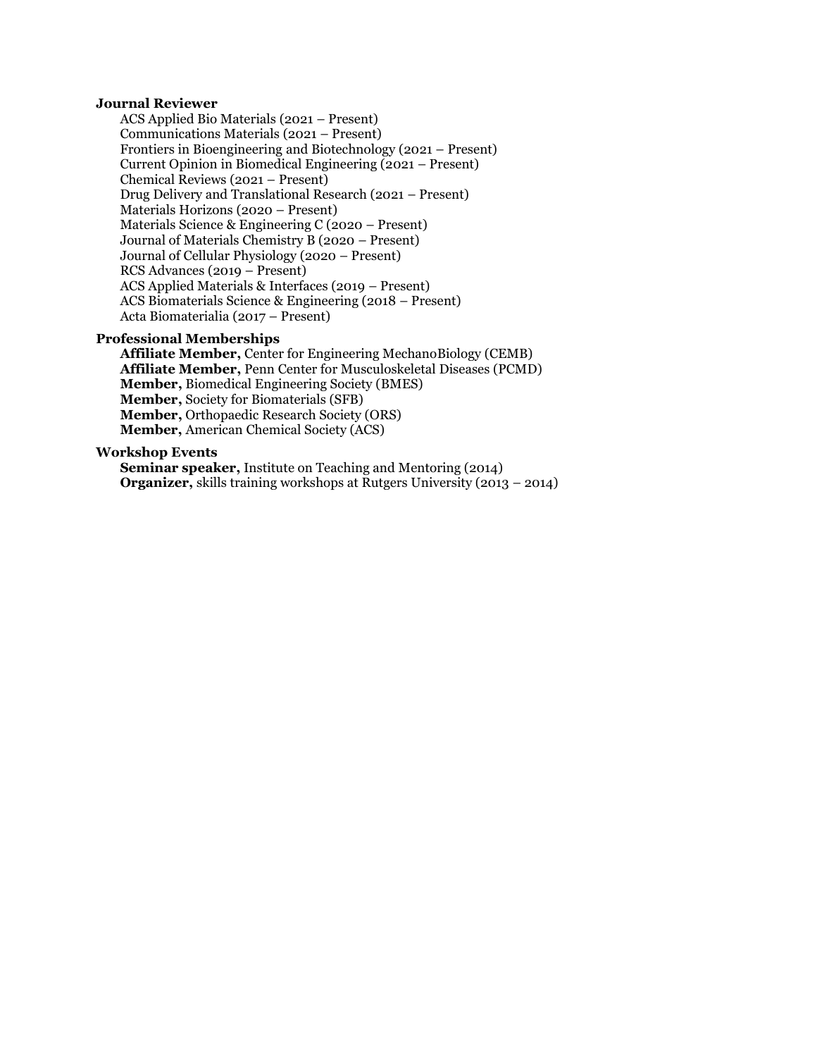**Journal Reviewer**

ACS Applied Bio Materials (2021 – Present)
Communications Materials (2021 – Present)
Frontiers in Bioengineering and Biotechnology (2021 – Present)
Current Opinion in Biomedical Engineering (2021 – Present)
Chemical Reviews (2021 – Present)
Drug Delivery and Translational Research (2021 – Present)
Materials Horizons (2020 – Present)
Materials Science & Engineering C (2020 – Present)
Journal of Materials Chemistry B (2020 – Present)
Journal of Cellular Physiology (2020 – Present)
RCS Advances (2019 – Present)
ACS Applied Materials & Interfaces (2019 – Present)
ACS Biomaterials Science & Engineering (2018 – Present)
Acta Biomaterialia (2017 – Present)

**Professional Memberships**

**Affiliate Member,** Center for Engineering MechanoBiology (CEMB)
**Affiliate Member,** Penn Center for Musculoskeletal Diseases (PCMD)
**Member,** Biomedical Engineering Society (BMES)
**Member,** Society for Biomaterials (SFB)
**Member,** Orthopaedic Research Society (ORS)
**Member,** American Chemical Society (ACS)

**Workshop Events**

**Seminar speaker,** Institute on Teaching and Mentoring (2014)
**Organizer,** skills training workshops at Rutgers University (2013 – 2014)